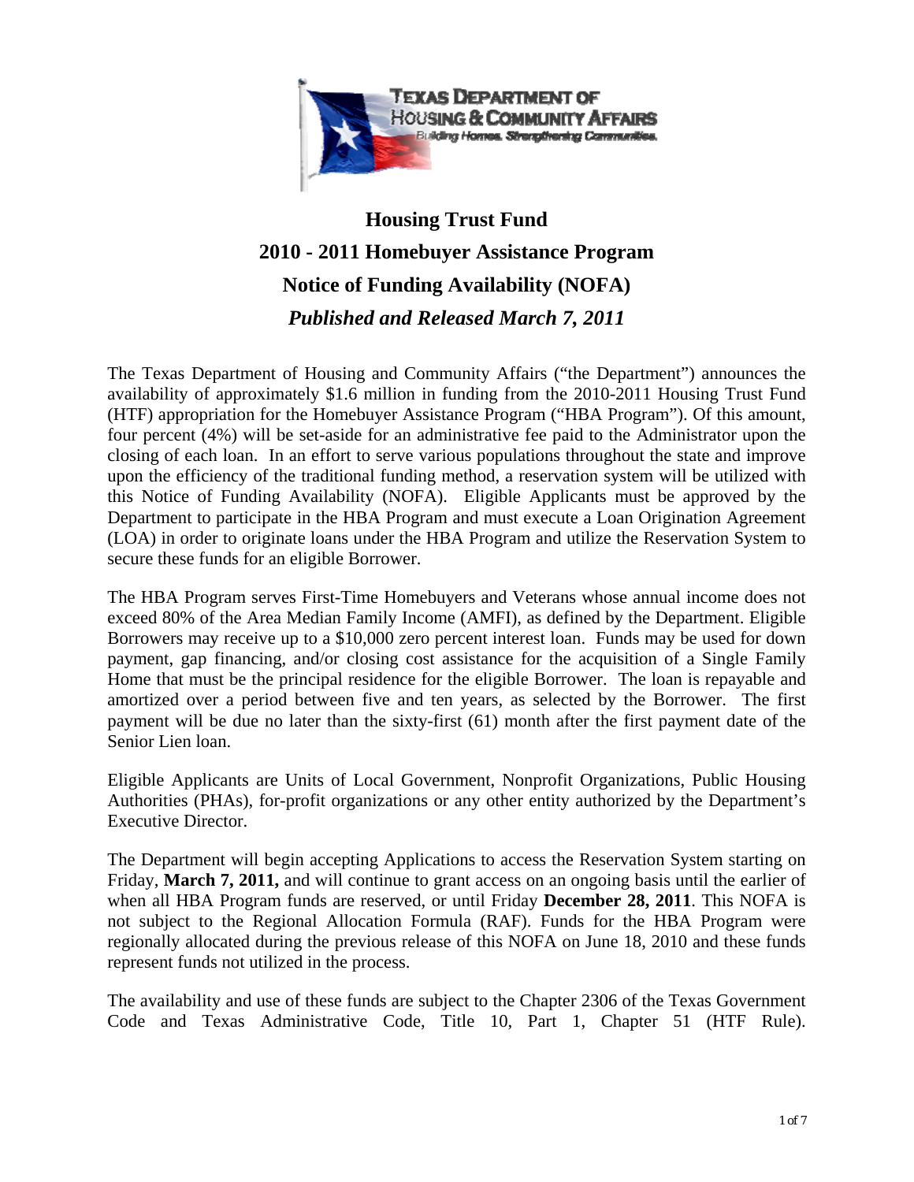# Housing Trust Fund

## 2010 - 2011 Homebuyer Assistance Program

## Notice of Funding Availability (NOFA)

### *Published and Released March 7, 2011*

The Texas Department of Housing and Community Affairs ("the Department") announces the availability of approximately $1.6 million in funding from the 2010-2011 Housing Trust Fund (HTF) appropriation for the Homebuyer Assistance Program ("HBA Program"). Of this amount, four percent (4%) will be set-aside for an administrative fee paid to the Administrator upon the closing of each loan. In an effort to serve various populations throughout the state and improve upon the efficiency of the traditional funding method, a reservation system will be utilized with this Notice of Funding Availability (NOFA). Eligible Applicants must be approved by the Department to participate in the HBA Program and must execute a Loan Origination Agreement (LOA) in order to originate loans under the HBA Program and utilize the Reservation System to secure these funds for an eligible Borrower.

The HBA Program serves First-Time Homebuyers and Veterans whose annual income does not exceed 80% of the Area Median Family Income (AMFI), as defined by the Department. Eligible Borrowers may receive up to a $10,000 zero percent interest loan. Funds may be used for down payment, gap financing, and/or closing cost assistance for the acquisition of a Single Family Home that must be the principal residence for the eligible Borrower. The loan is repayable and amortized over a period between five and ten years, as selected by the Borrower. The first payment will be due no later than the sixty-first (61) month after the first payment date of the Senior Lien loan.

Eligible Applicants are Units of Local Government, Nonprofit Organizations, Public Housing Authorities (PHAs), for-profit organizations or any other entity authorized by the Department's Executive Director.

The Department will begin accepting Applications to access the Reservation System starting on Friday, **March 7, 2011,** and will continue to grant access on an ongoing basis until the earlier of when all HBA Program funds are reserved, or until Friday **December 28, 2011**. This NOFA is not subject to the Regional Allocation Formula (RAF). Funds for the HBA Program were regionally allocated during the previous release of this NOFA on June 18, 2010 and these funds represent funds not utilized in the process.

The availability and use of these funds are subject to the Chapter 2306 of the Texas Government Code and Texas Administrative Code, Title 10, Part 1, Chapter 51 (HTF Rule).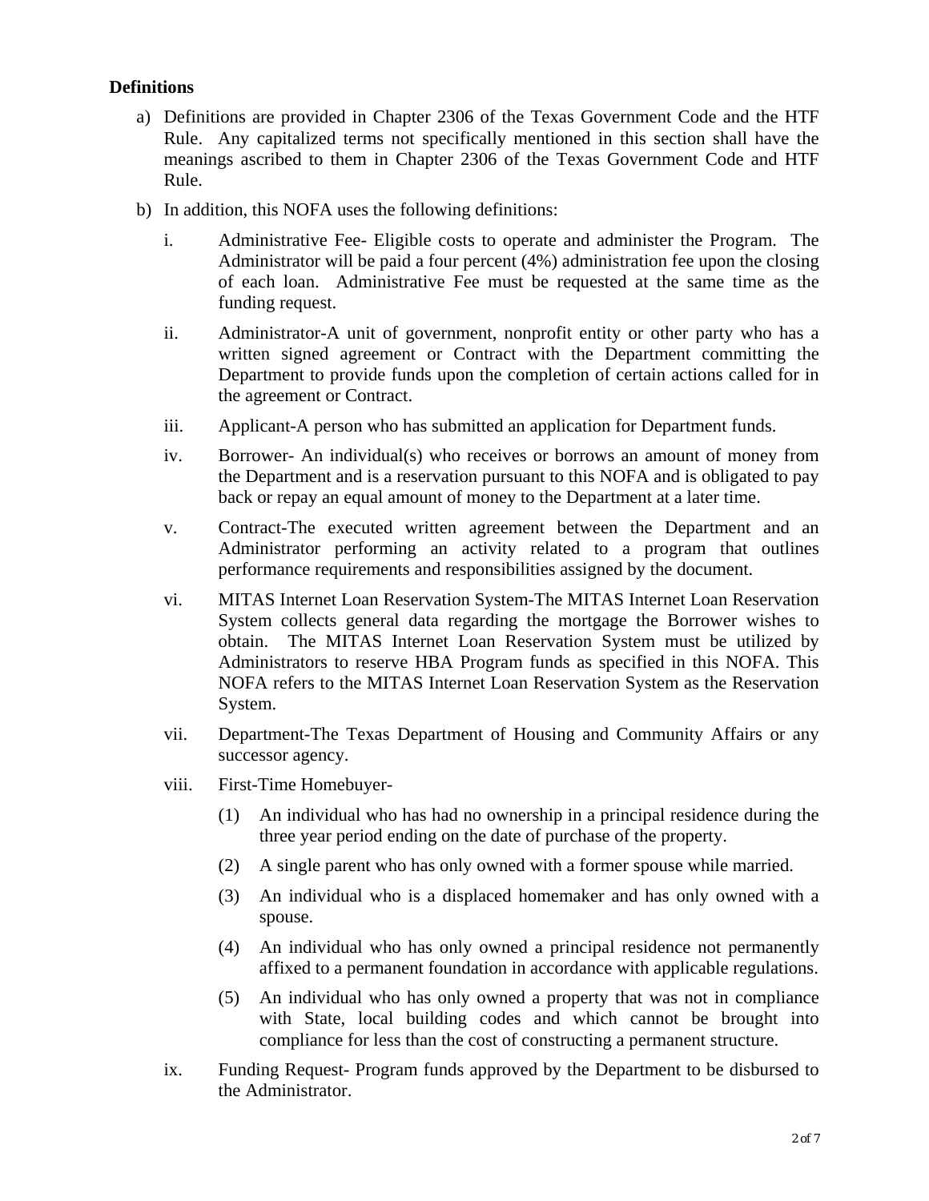**Definitions**

a) Definitions are provided in Chapter 2306 of the Texas Government Code and the HTF Rule. Any capitalized terms not specifically mentioned in this section shall have the meanings ascribed to them in Chapter 2306 of the Texas Government Code and HTF Rule.

b) In addition, this NOFA uses the following definitions:

   i. Administrative Fee- Eligible costs to operate and administer the Program. The Administrator will be paid a four percent (4%) administration fee upon the closing of each loan. Administrative Fee must be requested at the same time as the funding request.

   ii. Administrator-A unit of government, nonprofit entity or other party who has a written signed agreement or Contract with the Department committing the Department to provide funds upon the completion of certain actions called for in the agreement or Contract.

   iii. Applicant-A person who has submitted an application for Department funds.

   iv. Borrower- An individual(s) who receives or borrows an amount of money from the Department and is a reservation pursuant to this NOFA and is obligated to pay back or repay an equal amount of money to the Department at a later time.

   v. Contract-The executed written agreement between the Department and an Administrator performing an activity related to a program that outlines performance requirements and responsibilities assigned by the document.

   vi. MITAS Internet Loan Reservation System-The MITAS Internet Loan Reservation System collects general data regarding the mortgage the Borrower wishes to obtain. The MITAS Internet Loan Reservation System must be utilized by Administrators to reserve HBA Program funds as specified in this NOFA. This NOFA refers to the MITAS Internet Loan Reservation System as the Reservation System.

   vii. Department-The Texas Department of Housing and Community Affairs or any successor agency.

   viii. First-Time Homebuyer-

      (1) An individual who has had no ownership in a principal residence during the three year period ending on the date of purchase of the property.

      (2) A single parent who has only owned with a former spouse while married.

      (3) An individual who is a displaced homemaker and has only owned with a spouse.

      (4) An individual who has only owned a principal residence not permanently affixed to a permanent foundation in accordance with applicable regulations.

      (5) An individual who has only owned a property that was not in compliance with State, local building codes and which cannot be brought into compliance for less than the cost of constructing a permanent structure.

   ix. Funding Request- Program funds approved by the Department to be disbursed to the Administrator.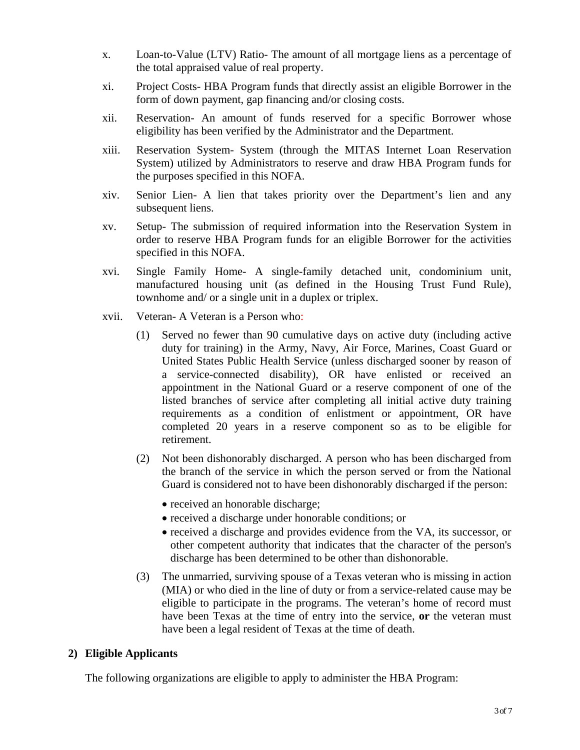x. Loan-to-Value (LTV) Ratio- The amount of all mortgage liens as a percentage of the total appraised value of real property.

xi. Project Costs- HBA Program funds that directly assist an eligible Borrower in the form of down payment, gap financing and/or closing costs.

xii. Reservation- An amount of funds reserved for a specific Borrower whose eligibility has been verified by the Administrator and the Department.

xiii. Reservation System- System (through the MITAS Internet Loan Reservation System) utilized by Administrators to reserve and draw HBA Program funds for the purposes specified in this NOFA.

xiv. Senior Lien- A lien that takes priority over the Department's lien and any subsequent liens.

xv. Setup- The submission of required information into the Reservation System in order to reserve HBA Program funds for an eligible Borrower for the activities specified in this NOFA.

xvi. Single Family Home- A single-family detached unit, condominium unit, manufactured housing unit (as defined in the Housing Trust Fund Rule), townhome and/ or a single unit in a duplex or triplex.

xvii. Veteran- A Veteran is a Person who:

(1) Served no fewer than 90 cumulative days on active duty (including active duty for training) in the Army, Navy, Air Force, Marines, Coast Guard or United States Public Health Service (unless discharged sooner by reason of a service-connected disability), OR have enlisted or received an appointment in the National Guard or a reserve component of one of the listed branches of service after completing all initial active duty training requirements as a condition of enlistment or appointment, OR have completed 20 years in a reserve component so as to be eligible for retirement.

(2) Not been dishonorably discharged. A person who has been discharged from the branch of the service in which the person served or from the National Guard is considered not to have been dishonorably discharged if the person:

- received an honorable discharge;
- received a discharge under honorable conditions; or
- received a discharge and provides evidence from the VA, its successor, or other competent authority that indicates that the character of the person's discharge has been determined to be other than dishonorable.

(3) The unmarried, surviving spouse of a Texas veteran who is missing in action (MIA) or who died in the line of duty or from a service-related cause may be eligible to participate in the programs. The veteran's home of record must have been Texas at the time of entry into the service, **or** the veteran must have been a legal resident of Texas at the time of death.

## 2) Eligible Applicants

The following organizations are eligible to apply to administer the HBA Program: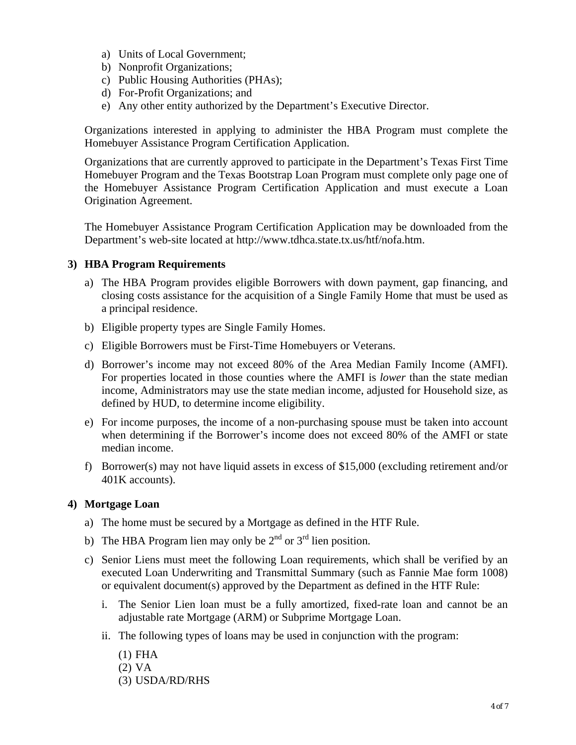a) Units of Local Government;
b) Nonprofit Organizations;
c) Public Housing Authorities (PHAs);
d) For-Profit Organizations; and
e) Any other entity authorized by the Department's Executive Director.

Organizations interested in applying to administer the HBA Program must complete the Homebuyer Assistance Program Certification Application.

Organizations that are currently approved to participate in the Department's Texas First Time Homebuyer Program and the Texas Bootstrap Loan Program must complete only page one of the Homebuyer Assistance Program Certification Application and must execute a Loan Origination Agreement.

The Homebuyer Assistance Program Certification Application may be downloaded from the Department's web-site located at http://www.tdhca.state.tx.us/htf/nofa.htm.

**3) HBA Program Requirements**

a) The HBA Program provides eligible Borrowers with down payment, gap financing, and closing costs assistance for the acquisition of a Single Family Home that must be used as a principal residence.

b) Eligible property types are Single Family Homes.

c) Eligible Borrowers must be First-Time Homebuyers or Veterans.

d) Borrower's income may not exceed 80% of the Area Median Family Income (AMFI). For properties located in those counties where the AMFI is *lower* than the state median income, Administrators may use the state median income, adjusted for Household size, as defined by HUD, to determine income eligibility.

e) For income purposes, the income of a non-purchasing spouse must be taken into account when determining if the Borrower's income does not exceed 80% of the AMFI or state median income.

f) Borrower(s) may not have liquid assets in excess of $15,000 (excluding retirement and/or 401K accounts).

**4) Mortgage Loan**

a) The home must be secured by a Mortgage as defined in the HTF Rule.

b) The HBA Program lien may only be 2nd or 3rd lien position.

c) Senior Liens must meet the following Loan requirements, which shall be verified by an executed Loan Underwriting and Transmittal Summary (such as Fannie Mae form 1008) or equivalent document(s) approved by the Department as defined in the HTF Rule:

   i. The Senior Lien loan must be a fully amortized, fixed-rate loan and cannot be an adjustable rate Mortgage (ARM) or Subprime Mortgage Loan.

   ii. The following types of loans may be used in conjunction with the program:

      (1) FHA
      (2) VA
      (3) USDA/RD/RHS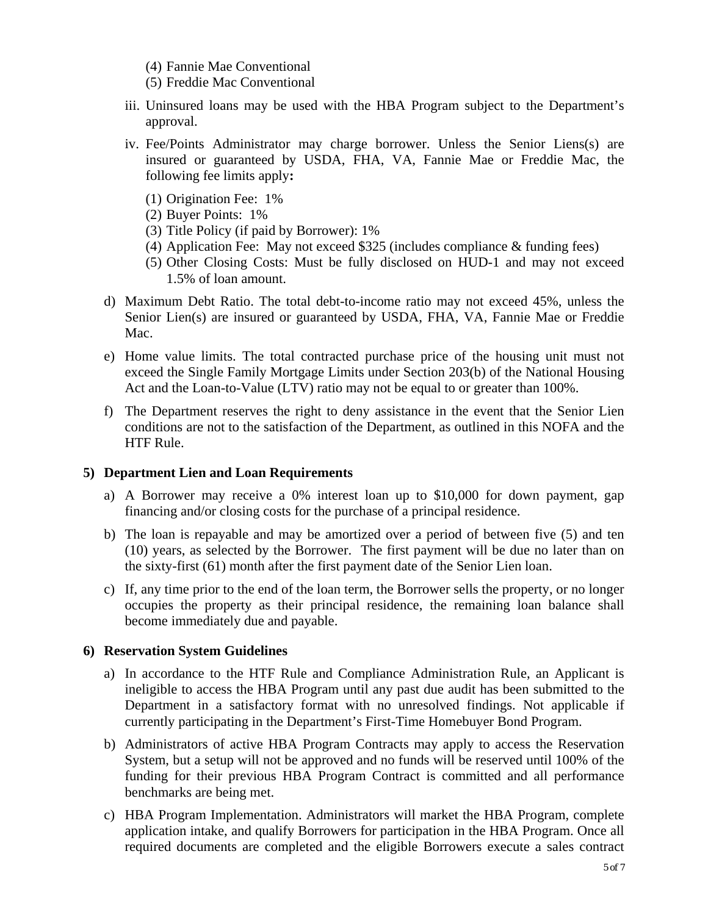(4) Fannie Mae Conventional
   (5) Freddie Mac Conventional

iii. Uninsured loans may be used with the HBA Program subject to the Department's approval.

iv. Fee/Points Administrator may charge borrower. Unless the Senior Liens(s) are insured or guaranteed by USDA, FHA, VA, Fannie Mae or Freddie Mac, the following fee limits apply**:**

   (1) Origination Fee: 1%
   (2) Buyer Points: 1%
   (3) Title Policy (if paid by Borrower): 1%
   (4) Application Fee: May not exceed $325 (includes compliance & funding fees)
   (5) Other Closing Costs: Must be fully disclosed on HUD-1 and may not exceed 1.5% of loan amount.

d) Maximum Debt Ratio. The total debt-to-income ratio may not exceed 45%, unless the Senior Lien(s) are insured or guaranteed by USDA, FHA, VA, Fannie Mae or Freddie Mac.

e) Home value limits. The total contracted purchase price of the housing unit must not exceed the Single Family Mortgage Limits under Section 203(b) of the National Housing Act and the Loan-to-Value (LTV) ratio may not be equal to or greater than 100%.

f) The Department reserves the right to deny assistance in the event that the Senior Lien conditions are not to the satisfaction of the Department, as outlined in this NOFA and the HTF Rule.

**5) Department Lien and Loan Requirements**

a) A Borrower may receive a 0% interest loan up to $10,000 for down payment, gap financing and/or closing costs for the purchase of a principal residence.

b) The loan is repayable and may be amortized over a period of between five (5) and ten (10) years, as selected by the Borrower. The first payment will be due no later than on the sixty-first (61) month after the first payment date of the Senior Lien loan.

c) If, any time prior to the end of the loan term, the Borrower sells the property, or no longer occupies the property as their principal residence, the remaining loan balance shall become immediately due and payable.

**6) Reservation System Guidelines**

a) In accordance to the HTF Rule and Compliance Administration Rule, an Applicant is ineligible to access the HBA Program until any past due audit has been submitted to the Department in a satisfactory format with no unresolved findings. Not applicable if currently participating in the Department's First-Time Homebuyer Bond Program.

b) Administrators of active HBA Program Contracts may apply to access the Reservation System, but a setup will not be approved and no funds will be reserved until 100% of the funding for their previous HBA Program Contract is committed and all performance benchmarks are being met.

c) HBA Program Implementation. Administrators will market the HBA Program, complete application intake, and qualify Borrowers for participation in the HBA Program. Once all required documents are completed and the eligible Borrowers execute a sales contract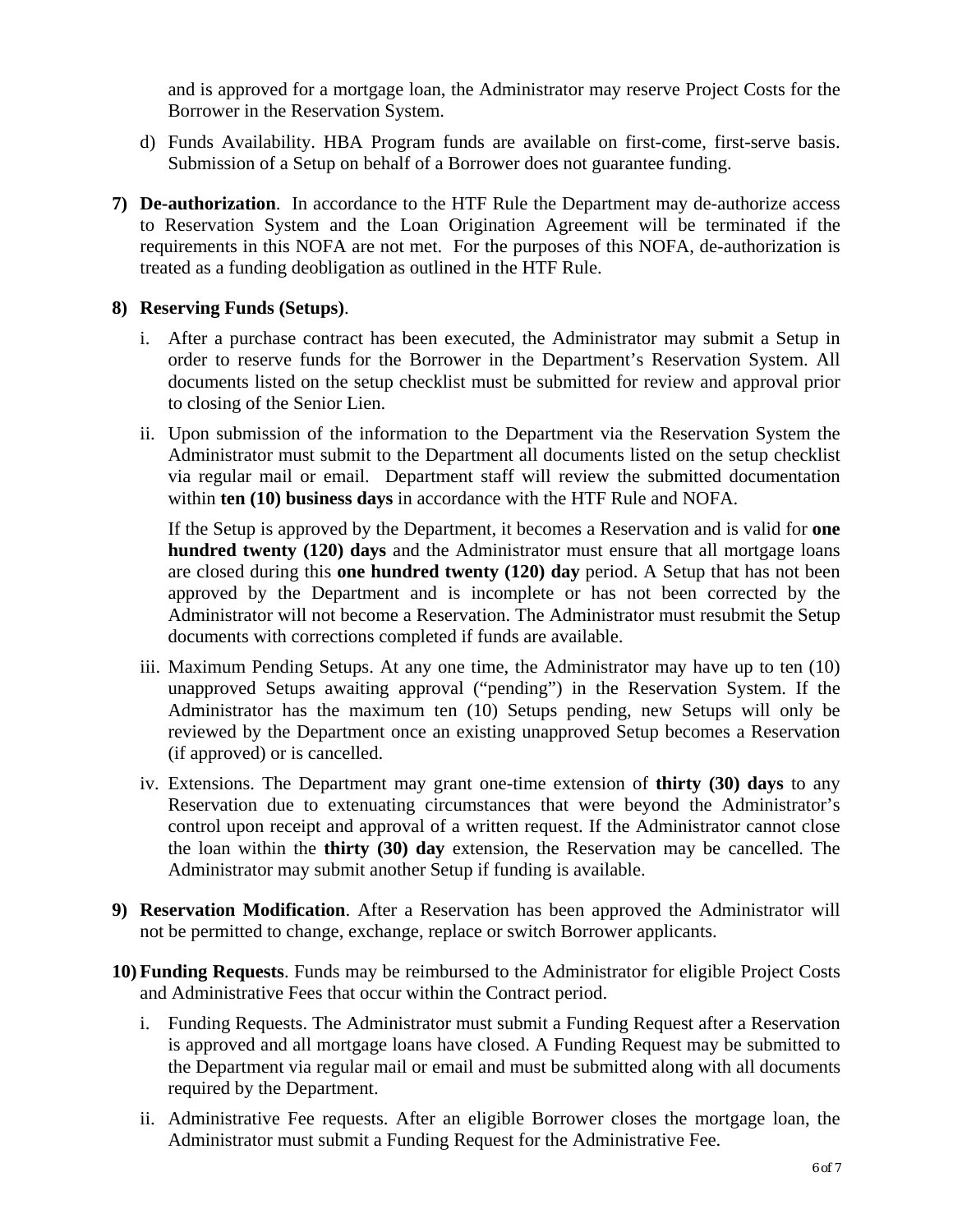and is approved for a mortgage loan, the Administrator may reserve Project Costs for the Borrower in the Reservation System.

d) Funds Availability. HBA Program funds are available on first-come, first-serve basis. Submission of a Setup on behalf of a Borrower does not guarantee funding.

**7) De-authorization**. In accordance to the HTF Rule the Department may de-authorize access to Reservation System and the Loan Origination Agreement will be terminated if the requirements in this NOFA are not met. For the purposes of this NOFA, de-authorization is treated as a funding deobligation as outlined in the HTF Rule.

**8) Reserving Funds (Setups)**.

i. After a purchase contract has been executed, the Administrator may submit a Setup in order to reserve funds for the Borrower in the Department's Reservation System. All documents listed on the setup checklist must be submitted for review and approval prior to closing of the Senior Lien.

ii. Upon submission of the information to the Department via the Reservation System the Administrator must submit to the Department all documents listed on the setup checklist via regular mail or email. Department staff will review the submitted documentation within **ten (10) business days** in accordance with the HTF Rule and NOFA.

If the Setup is approved by the Department, it becomes a Reservation and is valid for **one hundred twenty (120) days** and the Administrator must ensure that all mortgage loans are closed during this **one hundred twenty (120) day** period. A Setup that has not been approved by the Department and is incomplete or has not been corrected by the Administrator will not become a Reservation. The Administrator must resubmit the Setup documents with corrections completed if funds are available.

iii. Maximum Pending Setups. At any one time, the Administrator may have up to ten (10) unapproved Setups awaiting approval ("pending") in the Reservation System. If the Administrator has the maximum ten (10) Setups pending, new Setups will only be reviewed by the Department once an existing unapproved Setup becomes a Reservation (if approved) or is cancelled.

iv. Extensions. The Department may grant one-time extension of **thirty (30) days** to any Reservation due to extenuating circumstances that were beyond the Administrator's control upon receipt and approval of a written request. If the Administrator cannot close the loan within the **thirty (30) day** extension, the Reservation may be cancelled. The Administrator may submit another Setup if funding is available.

**9) Reservation Modification**. After a Reservation has been approved the Administrator will not be permitted to change, exchange, replace or switch Borrower applicants.

**10) Funding Requests**. Funds may be reimbursed to the Administrator for eligible Project Costs and Administrative Fees that occur within the Contract period.

i. Funding Requests. The Administrator must submit a Funding Request after a Reservation is approved and all mortgage loans have closed. A Funding Request may be submitted to the Department via regular mail or email and must be submitted along with all documents required by the Department.

ii. Administrative Fee requests. After an eligible Borrower closes the mortgage loan, the Administrator must submit a Funding Request for the Administrative Fee.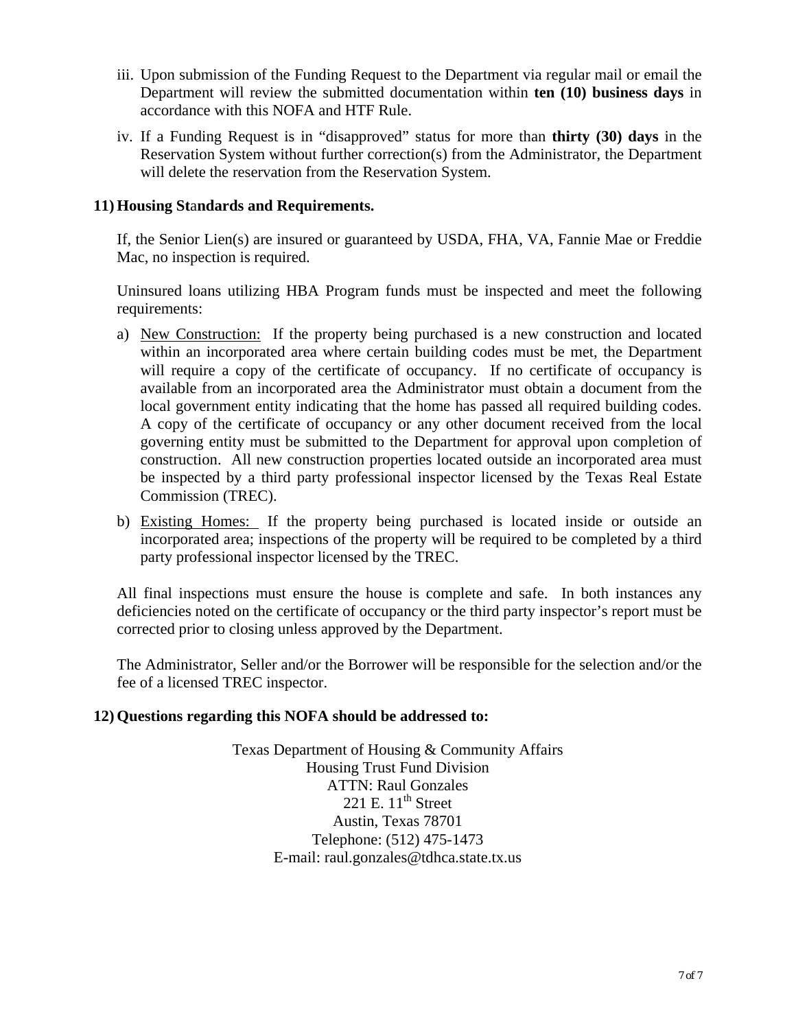iii. Upon submission of the Funding Request to the Department via regular mail or email the Department will review the submitted documentation within **ten (10) business days** in accordance with this NOFA and HTF Rule.

iv. If a Funding Request is in "disapproved" status for more than **thirty (30) days** in the Reservation System without further correction(s) from the Administrator, the Department will delete the reservation from the Reservation System.

**11) Housing Standards and Requirements.**

If, the Senior Lien(s) are insured or guaranteed by USDA, FHA, VA, Fannie Mae or Freddie Mac, no inspection is required.

Uninsured loans utilizing HBA Program funds must be inspected and meet the following requirements:

a) <u>New Construction:</u> If the property being purchased is a new construction and located within an incorporated area where certain building codes must be met, the Department will require a copy of the certificate of occupancy. If no certificate of occupancy is available from an incorporated area the Administrator must obtain a document from the local government entity indicating that the home has passed all required building codes. A copy of the certificate of occupancy or any other document received from the local governing entity must be submitted to the Department for approval upon completion of construction. All new construction properties located outside an incorporated area must be inspected by a third party professional inspector licensed by the Texas Real Estate Commission (TREC).

b) <u>Existing Homes:</u> If the property being purchased is located inside or outside an incorporated area; inspections of the property will be required to be completed by a third party professional inspector licensed by the TREC.

All final inspections must ensure the house is complete and safe. In both instances any deficiencies noted on the certificate of occupancy or the third party inspector's report must be corrected prior to closing unless approved by the Department.

The Administrator, Seller and/or the Borrower will be responsible for the selection and/or the fee of a licensed TREC inspector.

**12) Questions regarding this NOFA should be addressed to:**

Texas Department of Housing & Community Affairs
Housing Trust Fund Division
ATTN: Raul Gonzales
221 E. 11th Street
Austin, Texas 78701
Telephone: (512) 475-1473
E-mail: raul.gonzales@tdhca.state.tx.us